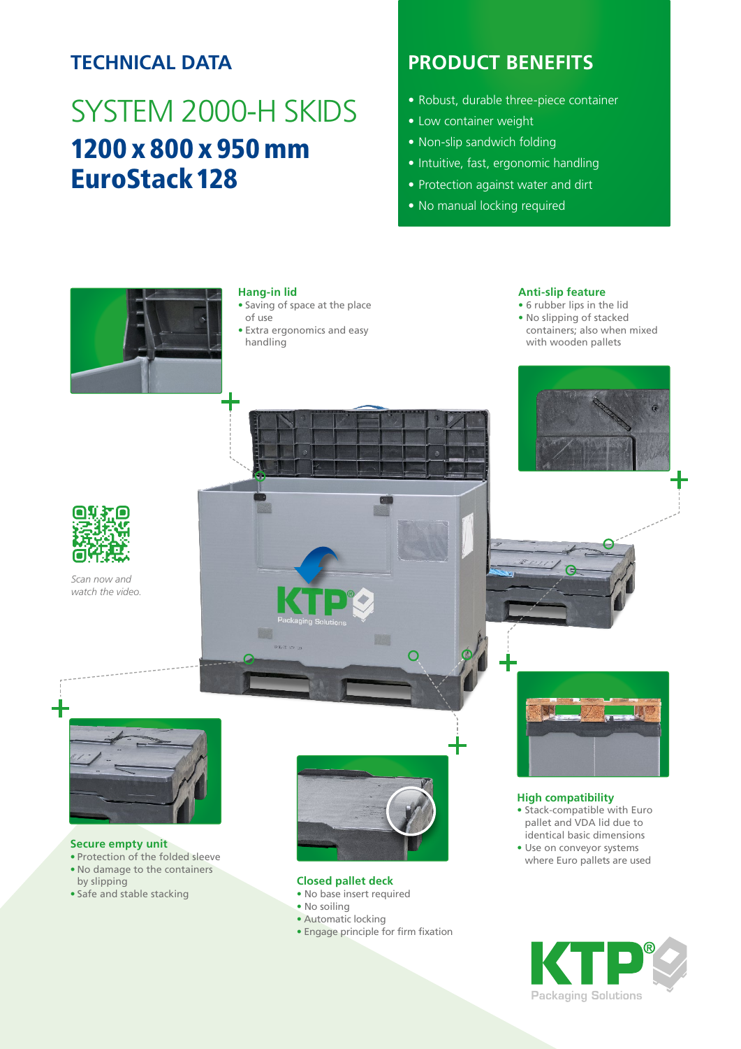## TECHNICAL DATA

# SYSTEM 2000-H SKIDS

**1200 x 800 x 950 mm**
**EuroStack 128**

## PRODUCT BENEFITS

- Robust, durable three-piece container
- Low container weight
- Non-slip sandwich folding
- Intuitive, fast, ergonomic handling
- Protection against water and dirt
- No manual locking required

### Hang-in lid

- Saving of space at the place of use
- Extra ergonomics and easy handling

### Anti-slip feature

- 6 rubber lips in the lid
- No slipping of stacked containers; also when mixed with wooden pallets

*Scan now and watch the video.*

### High compatibility

- Stack-compatible with Euro pallet and VDA lid due to identical basic dimensions
- Use on conveyor systems where Euro pallets are used

### Secure empty unit

- Protection of the folded sleeve
- No damage to the containers by slipping
- Safe and stable stacking

### Closed pallet deck

- No base insert required
- No soiling
- Automatic locking
- Engage principle for firm fixation

KTP® Packaging Solutions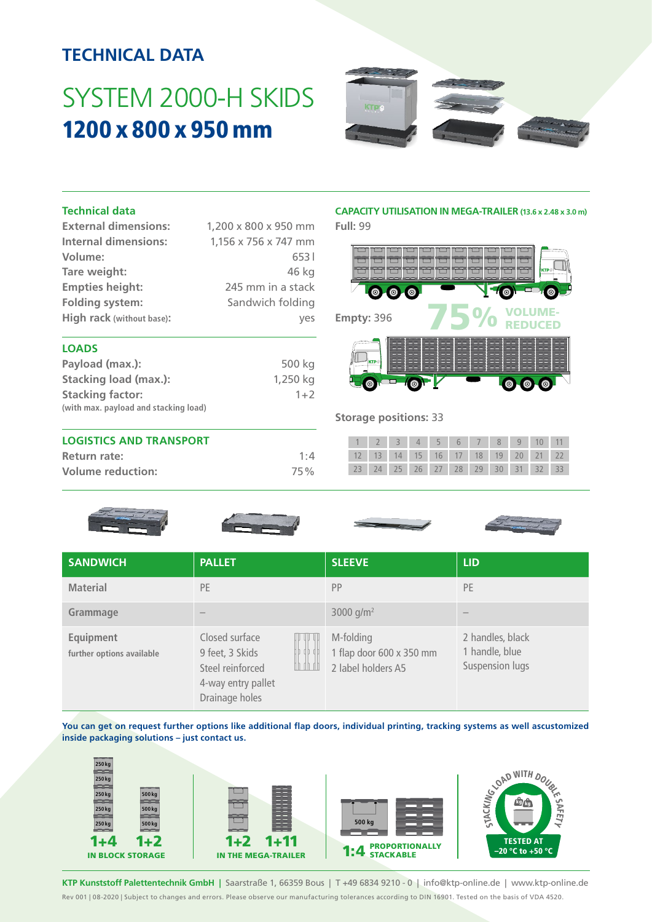## TECHNICAL DATA

# SYSTEM 2000-H SKIDS
# 1200 x 800 x 950 mm

### Technical data

| | |
|---|---|
| **External dimensions:** | 1,200 x 800 x 950 mm |
| **Internal dimensions:** | 1,156 x 756 x 747 mm |
| **Volume:** | 653 l |
| **Tare weight:** | 46 kg |
| **Empties height:** | 245 mm in a stack |
| **Folding system:** | Sandwich folding |
| **High rack** (without base): | yes |

### LOADS

| | |
|---|---|
| **Payload (max.):** | 500 kg |
| **Stacking load (max.):** | 1,250 kg |
| **Stacking factor:** (with max. payload and stacking load) | 1+2 |

### LOGISTICS AND TRANSPORT

| | |
|---|---|
| **Return rate:** | 1:4 |
| **Volume reduction:** | 75 % |

### CAPACITY UTILISATION IN MEGA-TRAILER (13.6 x 2.48 x 3.0 m)

**Full:** 99

**Empty:** 396

75 % VOLUME-REDUCED

**Storage positions:** 33

| | | | | | | | | | | |
|---|---|---|---|---|---|---|---|---|---|---|
| 1 | 2 | 3 | 4 | 5 | 6 | 7 | 8 | 9 | 10 | 11 |
| 12 | 13 | 14 | 15 | 16 | 17 | 18 | 19 | 20 | 21 | 22 |
| 23 | 24 | 25 | 26 | 27 | 28 | 29 | 30 | 31 | 32 | 33 |

| SANDWICH | PALLET | SLEEVE | LID |
|---|---|---|---|
| **Material** | PE | PP | PE |
| **Grammage** | – | 3000 g/m² | – |
| **Equipment** further options available | Closed surface<br>9 feet, 3 Skids<br>Steel reinforced<br>4-way entry pallet<br>Drainage holes | M-folding<br>1 flap door 600 x 350 mm<br>2 label holders A5 | 2 handles, black<br>1 handle, blue<br>Suspension lugs |

**You can get on request further options like additional flap doors, individual printing, tracking systems as well ascustomized inside packaging solutions – just contact us.**

250 kg 250 kg 250 kg 250 kg
500 kg 500 kg 500 kg
**1+4 1+2**
**IN BLOCK STORAGE**

**1+2 1+11**
**IN THE MEGA-TRAILER**

500 kg
**1:4 PROPORTIONALLY STACKABLE**

STACKING LOAD WITH DOUBLE SAFETY
kg kg
**TESTED AT −20 °C to +50 °C**

**KTP Kunststoff Palettentechnik GmbH** | Saarstraße 1, 66359 Bous | T +49 6834 9210 - 0 | info@ktp-online.de | www.ktp-online.de

Rev 001 | 08-2020 | Subject to changes and errors. Please observe our manufacturing tolerances according to DIN 16901. Tested on the basis of VDA 4520.